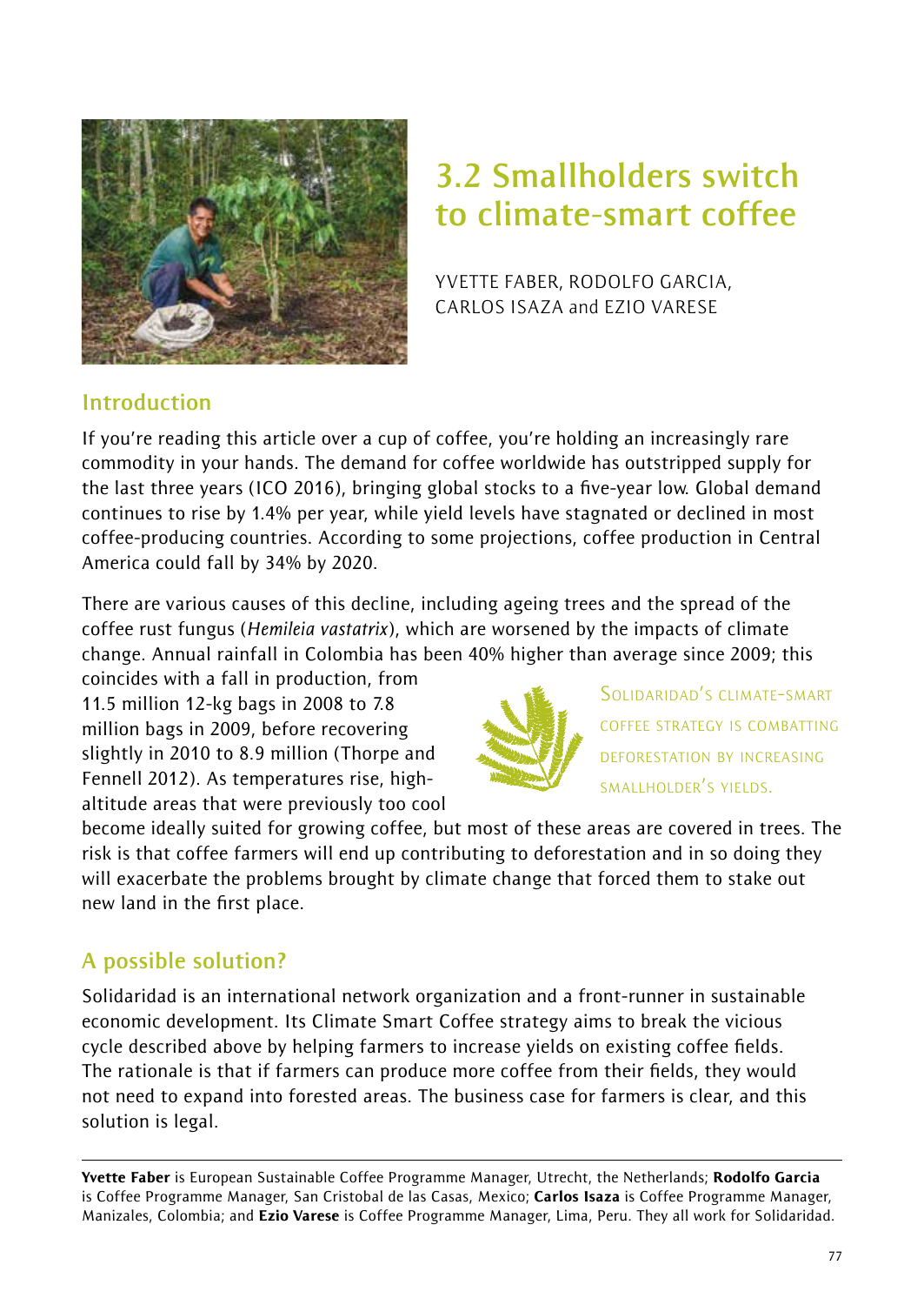# 3.2 Smallholders switch to climate-smart coffee

YVETTE FABER, RODOLFO GARCIA, CARLOS ISAZA and EZIO VARESE

## Introduction

If you're reading this article over a cup of coffee, you're holding an increasingly rare commodity in your hands. The demand for coffee worldwide has outstripped supply for the last three years (ICO 2016), bringing global stocks to a five-year low. Global demand continues to rise by 1.4% per year, while yield levels have stagnated or declined in most coffee-producing countries. According to some projections, coffee production in Central America could fall by 34% by 2020.

There are various causes of this decline, including ageing trees and the spread of the coffee rust fungus (*Hemileia vastatrix*), which are worsened by the impacts of climate change. Annual rainfall in Colombia has been 40% higher than average since 2009; this coincides with a fall in production, from 11.5 million 12-kg bags in 2008 to 7.8 million bags in 2009, before recovering slightly in 2010 to 8.9 million (Thorpe and Fennell 2012). As temperatures rise, high-altitude areas that were previously too cool become ideally suited for growing coffee, but most of these areas are covered in trees. The risk is that coffee farmers will end up contributing to deforestation and in so doing they will exacerbate the problems brought by climate change that forced them to stake out new land in the first place.

> SOLIDARIDAD'S CLIMATE-SMART COFFEE STRATEGY IS COMBATTING DEFORESTATION BY INCREASING SMALLHOLDER'S YIELDS.

## A possible solution?

Solidaridad is an international network organization and a front-runner in sustainable economic development. Its Climate Smart Coffee strategy aims to break the vicious cycle described above by helping farmers to increase yields on existing coffee fields. The rationale is that if farmers can produce more coffee from their fields, they would not need to expand into forested areas. The business case for farmers is clear, and this solution is legal.

---

**Yvette Faber** is European Sustainable Coffee Programme Manager, Utrecht, the Netherlands; **Rodolfo Garcia** is Coffee Programme Manager, San Cristobal de las Casas, Mexico; **Carlos Isaza** is Coffee Programme Manager, Manizales, Colombia; and **Ezio Varese** is Coffee Programme Manager, Lima, Peru. They all work for Solidaridad.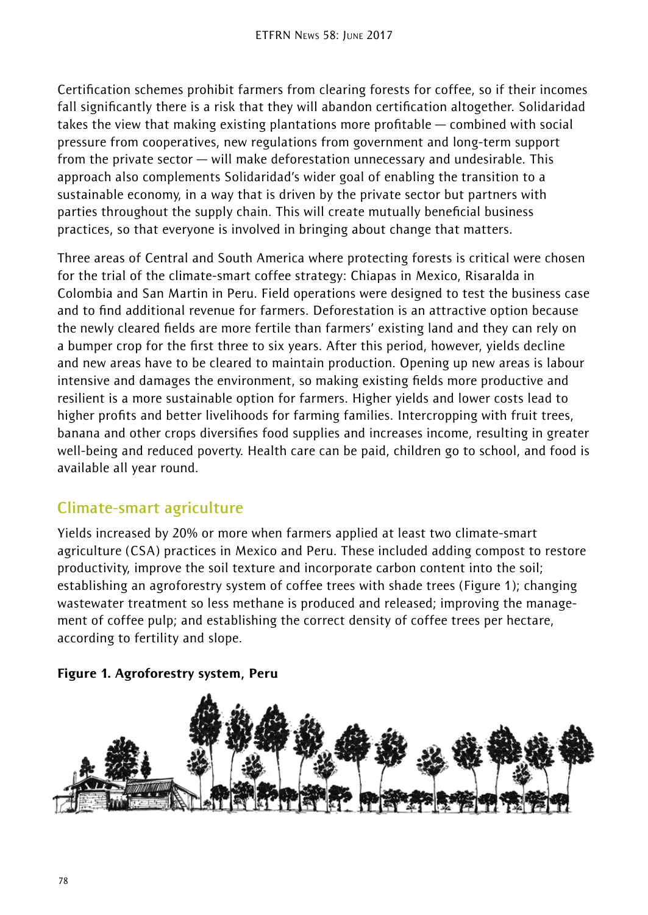Certification schemes prohibit farmers from clearing forests for coffee, so if their incomes fall significantly there is a risk that they will abandon certification altogether. Solidaridad takes the view that making existing plantations more profitable — combined with social pressure from cooperatives, new regulations from government and long-term support from the private sector — will make deforestation unnecessary and undesirable. This approach also complements Solidaridad's wider goal of enabling the transition to a sustainable economy, in a way that is driven by the private sector but partners with parties throughout the supply chain. This will create mutually beneficial business practices, so that everyone is involved in bringing about change that matters.

Three areas of Central and South America where protecting forests is critical were chosen for the trial of the climate-smart coffee strategy: Chiapas in Mexico, Risaralda in Colombia and San Martin in Peru. Field operations were designed to test the business case and to find additional revenue for farmers. Deforestation is an attractive option because the newly cleared fields are more fertile than farmers' existing land and they can rely on a bumper crop for the first three to six years. After this period, however, yields decline and new areas have to be cleared to maintain production. Opening up new areas is labour intensive and damages the environment, so making existing fields more productive and resilient is a more sustainable option for farmers. Higher yields and lower costs lead to higher profits and better livelihoods for farming families. Intercropping with fruit trees, banana and other crops diversifies food supplies and increases income, resulting in greater well-being and reduced poverty. Health care can be paid, children go to school, and food is available all year round.

## Climate-smart agriculture

Yields increased by 20% or more when farmers applied at least two climate-smart agriculture (CSA) practices in Mexico and Peru. These included adding compost to restore productivity, improve the soil texture and incorporate carbon content into the soil; establishing an agroforestry system of coffee trees with shade trees (Figure 1); changing wastewater treatment so less methane is produced and released; improving the management of coffee pulp; and establishing the correct density of coffee trees per hectare, according to fertility and slope.

**Figure 1. Agroforestry system, Peru**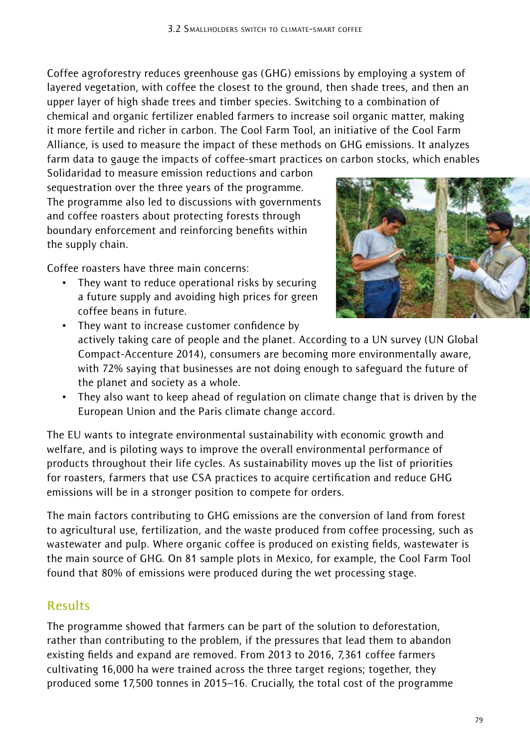Coffee agroforestry reduces greenhouse gas (GHG) emissions by employing a system of layered vegetation, with coffee the closest to the ground, then shade trees, and then an upper layer of high shade trees and timber species. Switching to a combination of chemical and organic fertilizer enabled farmers to increase soil organic matter, making it more fertile and richer in carbon. The Cool Farm Tool, an initiative of the Cool Farm Alliance, is used to measure the impact of these methods on GHG emissions. It analyzes farm data to gauge the impacts of coffee-smart practices on carbon stocks, which enables Solidaridad to measure emission reductions and carbon sequestration over the three years of the programme. The programme also led to discussions with governments and coffee roasters about protecting forests through boundary enforcement and reinforcing benefits within the supply chain.

Coffee roasters have three main concerns:

- They want to reduce operational risks by securing a future supply and avoiding high prices for green coffee beans in future.
- They want to increase customer confidence by actively taking care of people and the planet. According to a UN survey (UN Global Compact-Accenture 2014), consumers are becoming more environmentally aware, with 72% saying that businesses are not doing enough to safeguard the future of the planet and society as a whole.
- They also want to keep ahead of regulation on climate change that is driven by the European Union and the Paris climate change accord.

The EU wants to integrate environmental sustainability with economic growth and welfare, and is piloting ways to improve the overall environmental performance of products throughout their life cycles. As sustainability moves up the list of priorities for roasters, farmers that use CSA practices to acquire certification and reduce GHG emissions will be in a stronger position to compete for orders.

The main factors contributing to GHG emissions are the conversion of land from forest to agricultural use, fertilization, and the waste produced from coffee processing, such as wastewater and pulp. Where organic coffee is produced on existing fields, wastewater is the main source of GHG. On 81 sample plots in Mexico, for example, the Cool Farm Tool found that 80% of emissions were produced during the wet processing stage.

## Results

The programme showed that farmers can be part of the solution to deforestation, rather than contributing to the problem, if the pressures that lead them to abandon existing fields and expand are removed. From 2013 to 2016, 7,361 coffee farmers cultivating 16,000 ha were trained across the three target regions; together, they produced some 17,500 tonnes in 2015–16. Crucially, the total cost of the programme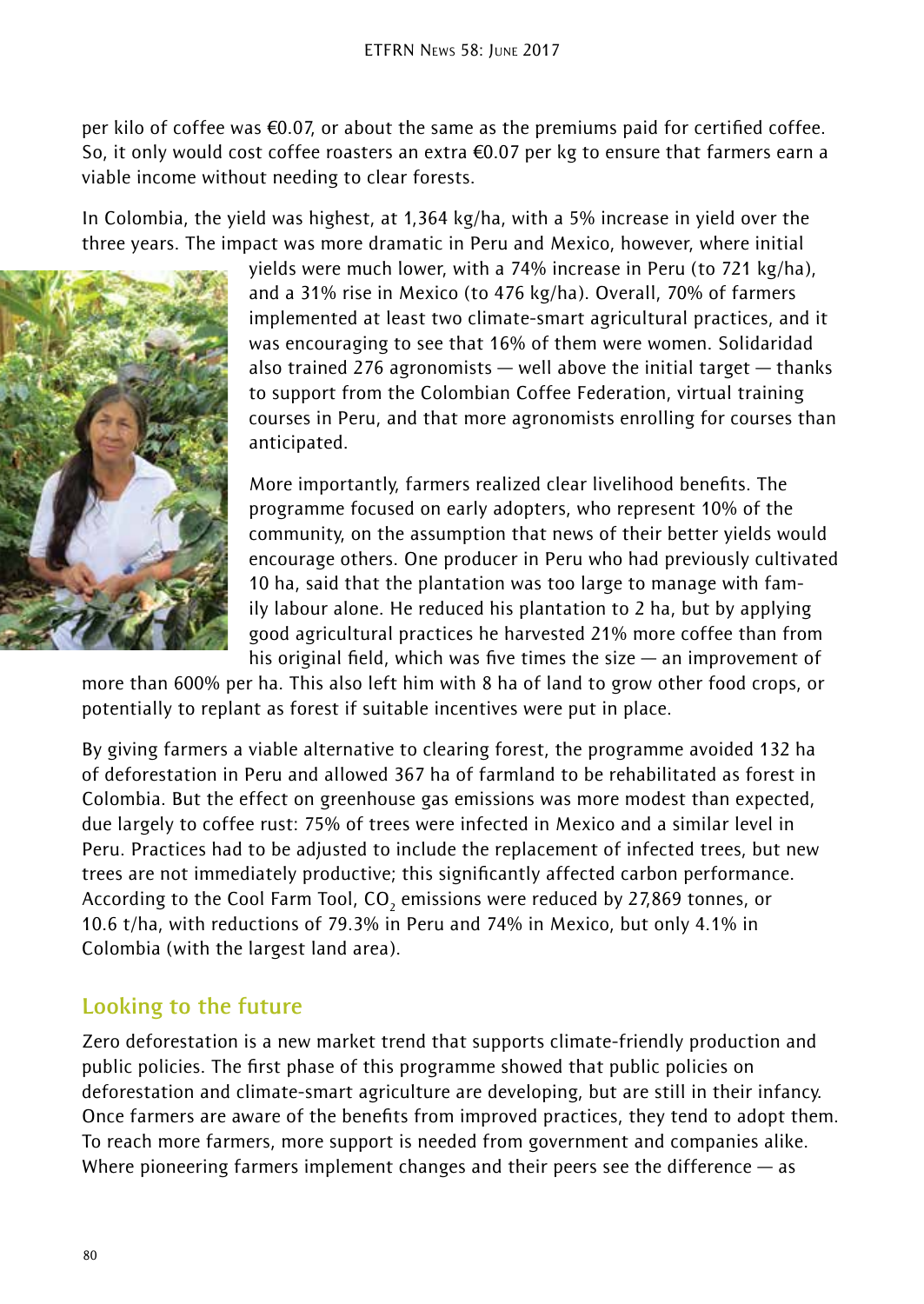per kilo of coffee was €0.07, or about the same as the premiums paid for certified coffee. So, it only would cost coffee roasters an extra €0.07 per kg to ensure that farmers earn a viable income without needing to clear forests.

In Colombia, the yield was highest, at 1,364 kg/ha, with a 5% increase in yield over the three years. The impact was more dramatic in Peru and Mexico, however, where initial yields were much lower, with a 74% increase in Peru (to 721 kg/ha), and a 31% rise in Mexico (to 476 kg/ha). Overall, 70% of farmers implemented at least two climate-smart agricultural practices, and it was encouraging to see that 16% of them were women. Solidaridad also trained 276 agronomists — well above the initial target — thanks to support from the Colombian Coffee Federation, virtual training courses in Peru, and that more agronomists enrolling for courses than anticipated.

More importantly, farmers realized clear livelihood benefits. The programme focused on early adopters, who represent 10% of the community, on the assumption that news of their better yields would encourage others. One producer in Peru who had previously cultivated 10 ha, said that the plantation was too large to manage with family labour alone. He reduced his plantation to 2 ha, but by applying good agricultural practices he harvested 21% more coffee than from his original field, which was five times the size — an improvement of more than 600% per ha. This also left him with 8 ha of land to grow other food crops, or potentially to replant as forest if suitable incentives were put in place.

By giving farmers a viable alternative to clearing forest, the programme avoided 132 ha of deforestation in Peru and allowed 367 ha of farmland to be rehabilitated as forest in Colombia. But the effect on greenhouse gas emissions was more modest than expected, due largely to coffee rust: 75% of trees were infected in Mexico and a similar level in Peru. Practices had to be adjusted to include the replacement of infected trees, but new trees are not immediately productive; this significantly affected carbon performance. According to the Cool Farm Tool, $CO_2$ emissions were reduced by 27,869 tonnes, or 10.6 t/ha, with reductions of 79.3% in Peru and 74% in Mexico, but only 4.1% in Colombia (with the largest land area).

## Looking to the future

Zero deforestation is a new market trend that supports climate-friendly production and public policies. The first phase of this programme showed that public policies on deforestation and climate-smart agriculture are developing, but are still in their infancy. Once farmers are aware of the benefits from improved practices, they tend to adopt them. To reach more farmers, more support is needed from government and companies alike. Where pioneering farmers implement changes and their peers see the difference — as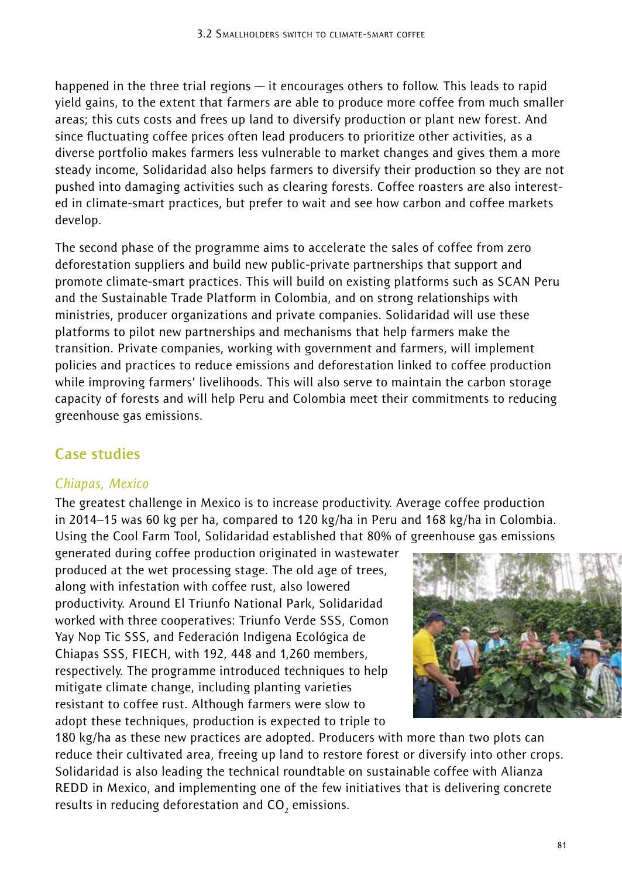happened in the three trial regions — it encourages others to follow. This leads to rapid yield gains, to the extent that farmers are able to produce more coffee from much smaller areas; this cuts costs and frees up land to diversify production or plant new forest. And since fluctuating coffee prices often lead producers to prioritize other activities, as a diverse portfolio makes farmers less vulnerable to market changes and gives them a more steady income, Solidaridad also helps farmers to diversify their production so they are not pushed into damaging activities such as clearing forests. Coffee roasters are also interested in climate-smart practices, but prefer to wait and see how carbon and coffee markets develop.

The second phase of the programme aims to accelerate the sales of coffee from zero deforestation suppliers and build new public-private partnerships that support and promote climate-smart practices. This will build on existing platforms such as SCAN Peru and the Sustainable Trade Platform in Colombia, and on strong relationships with ministries, producer organizations and private companies. Solidaridad will use these platforms to pilot new partnerships and mechanisms that help farmers make the transition. Private companies, working with government and farmers, will implement policies and practices to reduce emissions and deforestation linked to coffee production while improving farmers' livelihoods. This will also serve to maintain the carbon storage capacity of forests and will help Peru and Colombia meet their commitments to reducing greenhouse gas emissions.

## Case studies

### *Chiapas, Mexico*

The greatest challenge in Mexico is to increase productivity. Average coffee production in 2014–15 was 60 kg per ha, compared to 120 kg/ha in Peru and 168 kg/ha in Colombia. Using the Cool Farm Tool, Solidaridad established that 80% of greenhouse gas emissions generated during coffee production originated in wastewater produced at the wet processing stage. The old age of trees, along with infestation with coffee rust, also lowered productivity. Around El Triunfo National Park, Solidaridad worked with three cooperatives: Triunfo Verde SSS, Comon Yay Nop Tic SSS, and Federación Indigena Ecológica de Chiapas SSS, FIECH, with 192, 448 and 1,260 members, respectively. The programme introduced techniques to help mitigate climate change, including planting varieties resistant to coffee rust. Although farmers were slow to adopt these techniques, production is expected to triple to 180 kg/ha as these new practices are adopted. Producers with more than two plots can reduce their cultivated area, freeing up land to restore forest or diversify into other crops. Solidaridad is also leading the technical roundtable on sustainable coffee with Alianza REDD in Mexico, and implementing one of the few initiatives that is delivering concrete results in reducing deforestation and $CO_2$ emissions.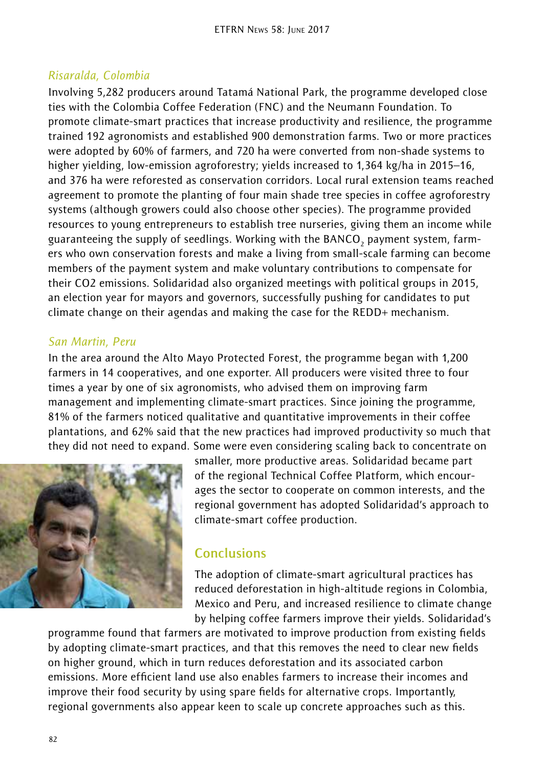### *Risaralda, Colombia*

Involving 5,282 producers around Tatamá National Park, the programme developed close ties with the Colombia Coffee Federation (FNC) and the Neumann Foundation. To promote climate-smart practices that increase productivity and resilience, the programme trained 192 agronomists and established 900 demonstration farms. Two or more practices were adopted by 60% of farmers, and 720 ha were converted from non-shade systems to higher yielding, low-emission agroforestry; yields increased to 1,364 kg/ha in 2015–16, and 376 ha were reforested as conservation corridors. Local rural extension teams reached agreement to promote the planting of four main shade tree species in coffee agroforestry systems (although growers could also choose other species). The programme provided resources to young entrepreneurs to establish tree nurseries, giving them an income while guaranteeing the supply of seedlings. Working with the BANCO$_2$ payment system, farmers who own conservation forests and make a living from small-scale farming can become members of the payment system and make voluntary contributions to compensate for their CO2 emissions. Solidaridad also organized meetings with political groups in 2015, an election year for mayors and governors, successfully pushing for candidates to put climate change on their agendas and making the case for the REDD+ mechanism.

### *San Martin, Peru*

In the area around the Alto Mayo Protected Forest, the programme began with 1,200 farmers in 14 cooperatives, and one exporter. All producers were visited three to four times a year by one of six agronomists, who advised them on improving farm management and implementing climate-smart practices. Since joining the programme, 81% of the farmers noticed qualitative and quantitative improvements in their coffee plantations, and 62% said that the new practices had improved productivity so much that they did not need to expand. Some were even considering scaling back to concentrate on smaller, more productive areas. Solidaridad became part of the regional Technical Coffee Platform, which encourages the sector to cooperate on common interests, and the regional government has adopted Solidaridad's approach to climate-smart coffee production.

## Conclusions

The adoption of climate-smart agricultural practices has reduced deforestation in high-altitude regions in Colombia, Mexico and Peru, and increased resilience to climate change by helping coffee farmers improve their yields. Solidaridad's programme found that farmers are motivated to improve production from existing fields by adopting climate-smart practices, and that this removes the need to clear new fields on higher ground, which in turn reduces deforestation and its associated carbon emissions. More efficient land use also enables farmers to increase their incomes and improve their food security by using spare fields for alternative crops. Importantly, regional governments also appear keen to scale up concrete approaches such as this.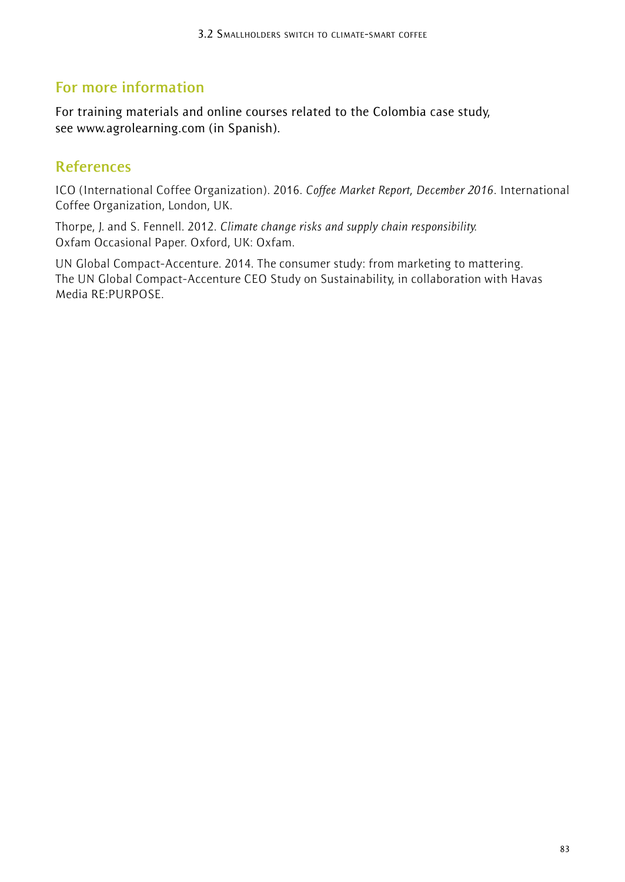## For more information

For training materials and online courses related to the Colombia case study, see www.agrolearning.com (in Spanish).

## References

ICO (International Coffee Organization). 2016. *Coffee Market Report, December 2016*. International Coffee Organization, London, UK.

Thorpe, J. and S. Fennell. 2012. *Climate change risks and supply chain responsibility.* Oxfam Occasional Paper. Oxford, UK: Oxfam.

UN Global Compact-Accenture. 2014. The consumer study: from marketing to mattering. The UN Global Compact-Accenture CEO Study on Sustainability, in collaboration with Havas Media RE:PURPOSE.